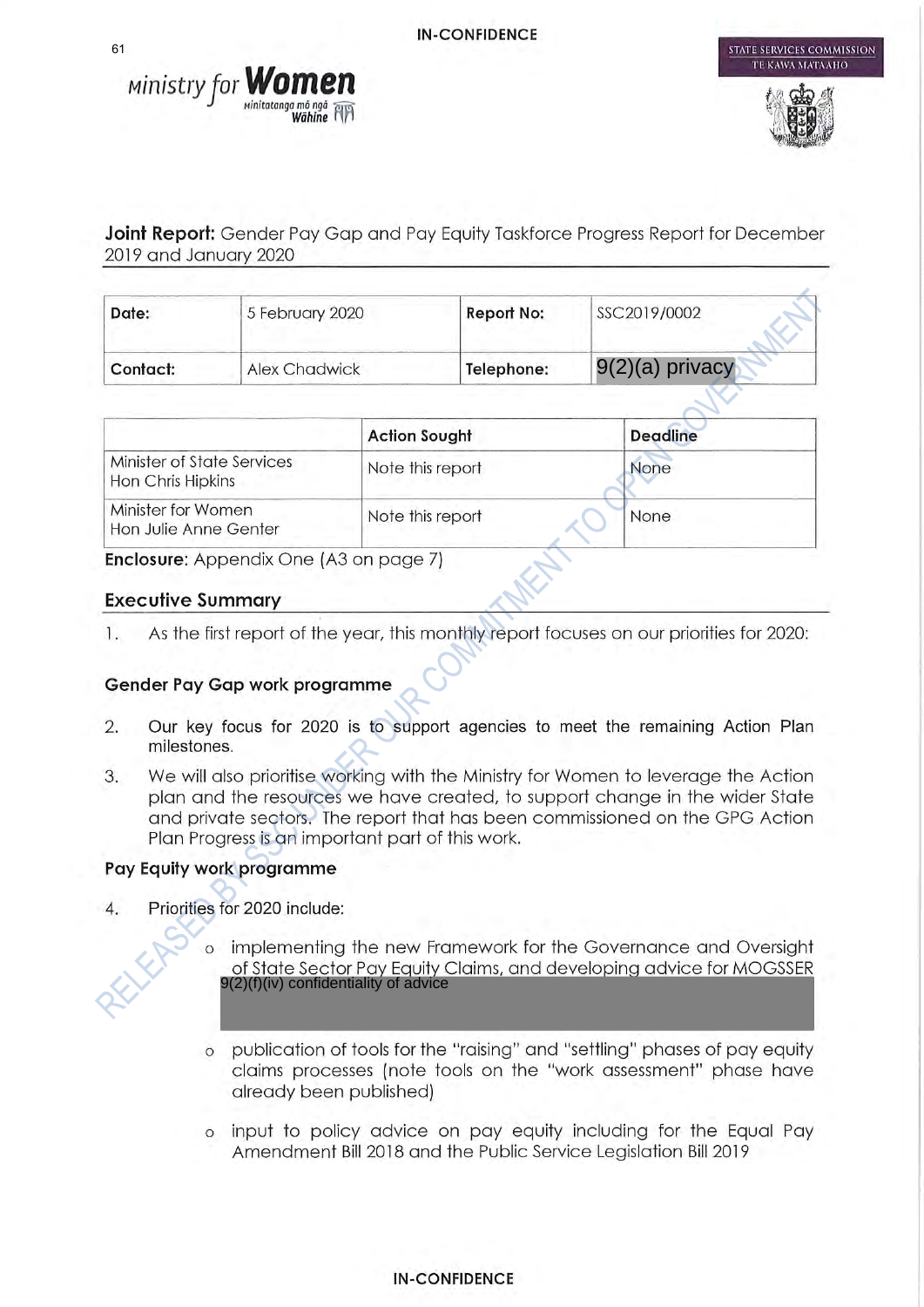IN-CONFIDENCE

**Joint Report:** Gender Pay Gap and Pay Equity Taskforce Progress Report for December 2019 and January 2020

| **Date:** | 5 February 2020 | **Report No:** | SSC2019/0002 |
|---|---|---|---|
| **Contact:** | Alex Chadwick | **Telephone:** | 9(2)(a) privacy |

| | **Action Sought** | **Deadline** |
|---|---|---|
| Minister of State Services<br>Hon Chris Hipkins | Note this report | None |
| Minister for Women<br>Hon Julie Anne Genter | Note this report | None |

**Enclosure**: Appendix One (A3 on page 7)

## Executive Summary

1. As the first report of the year, this monthly report focuses on our priorities for 2020:

### Gender Pay Gap work programme

2. Our key focus for 2020 is to support agencies to meet the remaining Action Plan milestones.

3. We will also prioritise working with the Ministry for Women to leverage the Action plan and the resources we have created, to support change in the wider State and private sectors. The report that has been commissioned on the GPG Action Plan Progress is an important part of this work.

### Pay Equity work programme

4. Priorities for 2020 include:

   - implementing the new Framework for the Governance and Oversight of State Sector Pay Equity Claims, and developing advice for MOGSSER 9(2)(f)(iv) confidentiality of advice

   - publication of tools for the "raising" and "settling" phases of pay equity claims processes (note tools on the "work assessment" phase have already been published)

   - input to policy advice on pay equity including for the Equal Pay Amendment Bill 2018 and the Public Service Legislation Bill 2019

IN-CONFIDENCE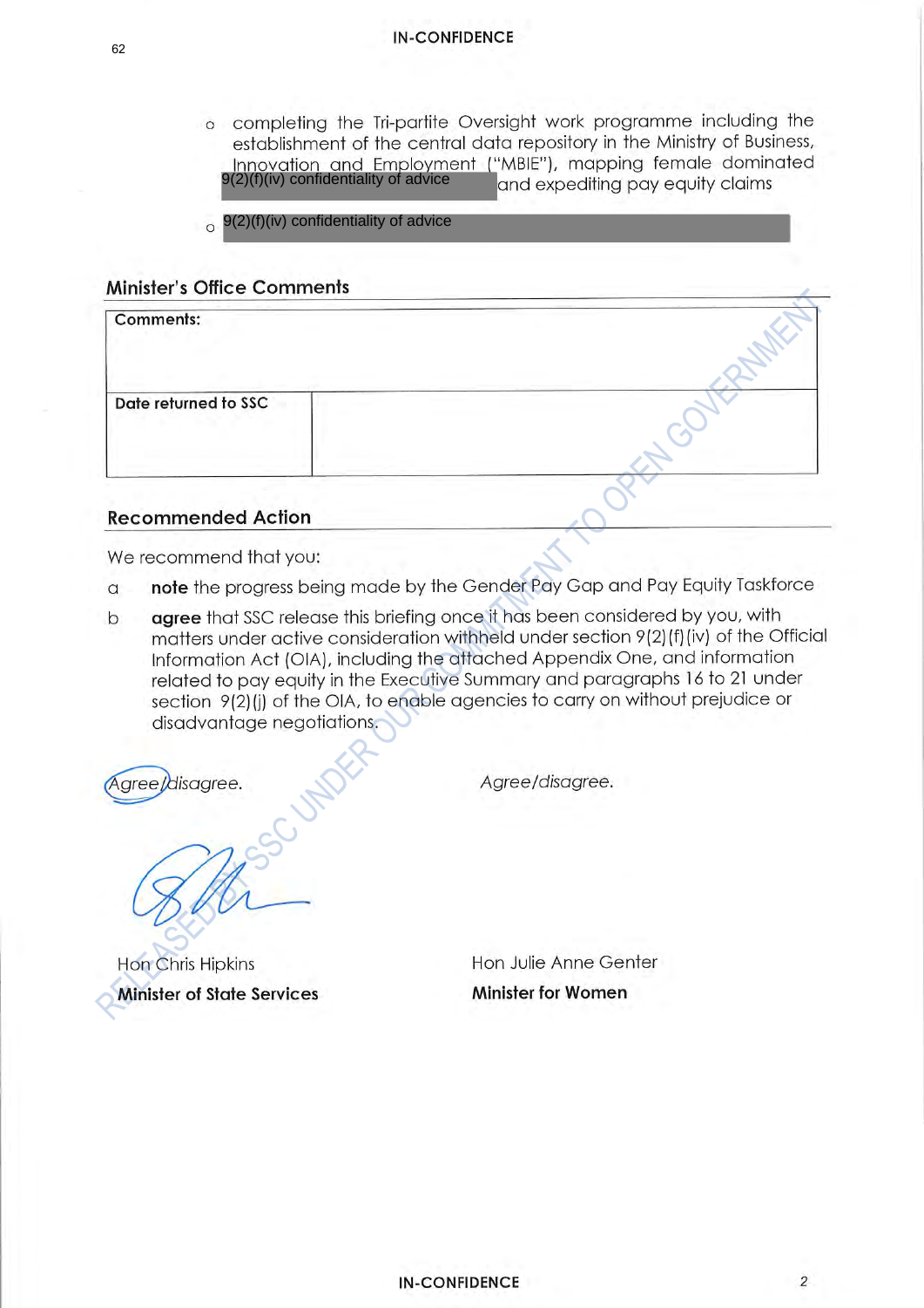- completing the Tri-partite Oversight work programme including the establishment of the central data repository in the Ministry of Business, Innovation and Employment ("MBIE"), mapping female dominated 9(2)(f)(iv) confidentiality of advice and expediting pay equity claims
- 9(2)(f)(iv) confidentiality of advice

## Minister's Office Comments

| **Comments:** | |
|---|---|
| **Date returned to SSC** | |

## Recommended Action

We recommend that you:

a **note** the progress being made by the Gender Pay Gap and Pay Equity Taskforce

b **agree** that SSC release this briefing once it has been considered by you, with matters under active consideration withheld under section 9(2)(f)(iv) of the Official Information Act (OIA), including the attached Appendix One, and information related to pay equity in the Executive Summary and paragraphs 16 to 21 under section 9(2)(j) of the OIA, to enable agencies to carry on without prejudice or disadvantage negotiations.

*Agree/disagree.* *Agree/disagree.*

Hon Chris Hipkins
**Minister of State Services**

Hon Julie Anne Genter
**Minister for Women**

RELEASED BY SSC UNDER OUR COMMITMENT TO OPEN GOVERNMENT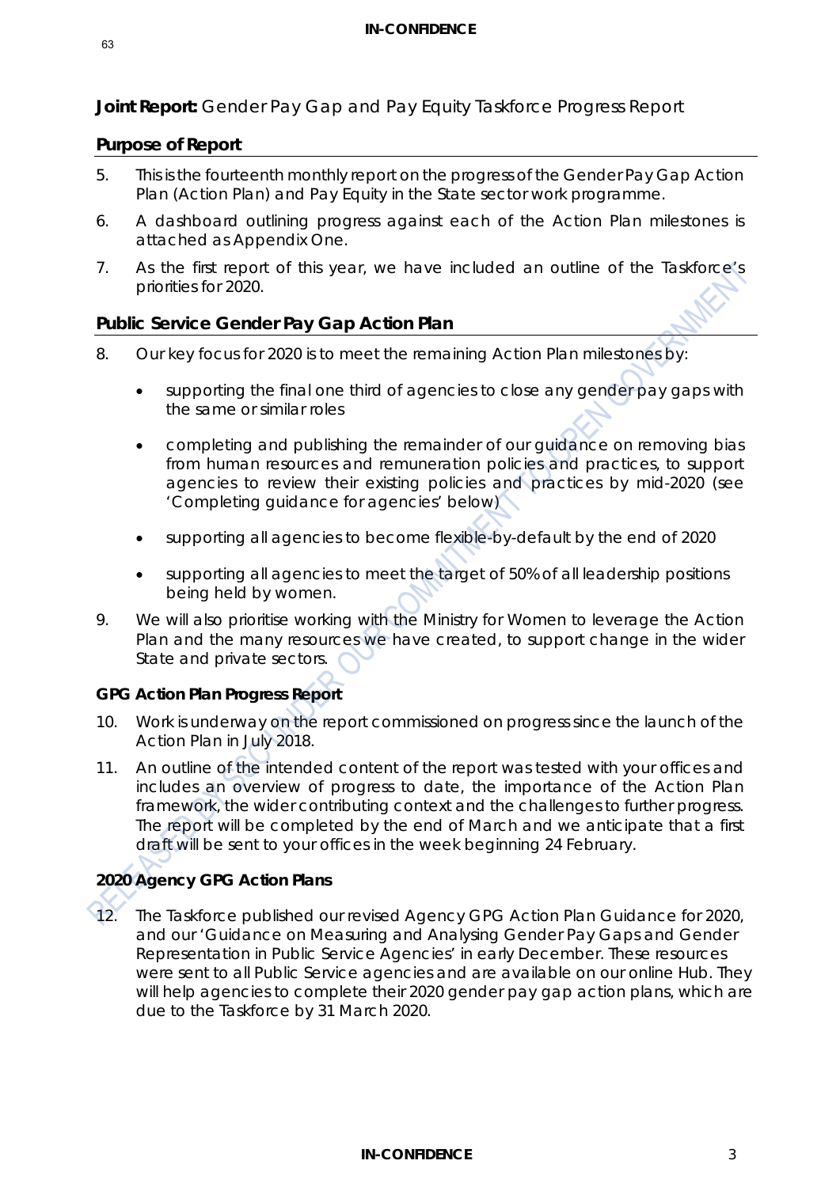**Joint Report:** Gender Pay Gap and Pay Equity Taskforce Progress Report

## Purpose of Report

5. This is the fourteenth monthly report on the progress of the Gender Pay Gap Action Plan (Action Plan) and Pay Equity in the State sector work programme.

6. A dashboard outlining progress against each of the Action Plan milestones is attached as Appendix One.

7. As the first report of this year, we have included an outline of the Taskforce's priorities for 2020.

## Public Service Gender Pay Gap Action Plan

8. Our key focus for 2020 is to meet the remaining Action Plan milestones by:

   - supporting the final one third of agencies to close any gender pay gaps with the same or similar roles
   - completing and publishing the remainder of our guidance on removing bias from human resources and remuneration policies and practices, to support agencies to review their existing policies and practices by mid-2020 (see 'Completing guidance for agencies' below)
   - supporting all agencies to become flexible-by-default by the end of 2020
   - supporting all agencies to meet the target of 50% of all leadership positions being held by women.

9. We will also prioritise working with the Ministry for Women to leverage the Action Plan and the many resources we have created, to support change in the wider State and private sectors.

### GPG Action Plan Progress Report

10. Work is underway on the report commissioned on progress since the launch of the Action Plan in July 2018.

11. An outline of the intended content of the report was tested with your offices and includes an overview of progress to date, the importance of the Action Plan framework, the wider contributing context and the challenges to further progress. The report will be completed by the end of March and we anticipate that a first draft will be sent to your offices in the week beginning 24 February.

### 2020 Agency GPG Action Plans

12. The Taskforce published our revised Agency GPG Action Plan Guidance for 2020, and our 'Guidance on Measuring and Analysing Gender Pay Gaps and Gender Representation in Public Service Agencies' in early December. These resources were sent to all Public Service agencies and are available on our online Hub. They will help agencies to complete their 2020 gender pay gap action plans, which are due to the Taskforce by 31 March 2020.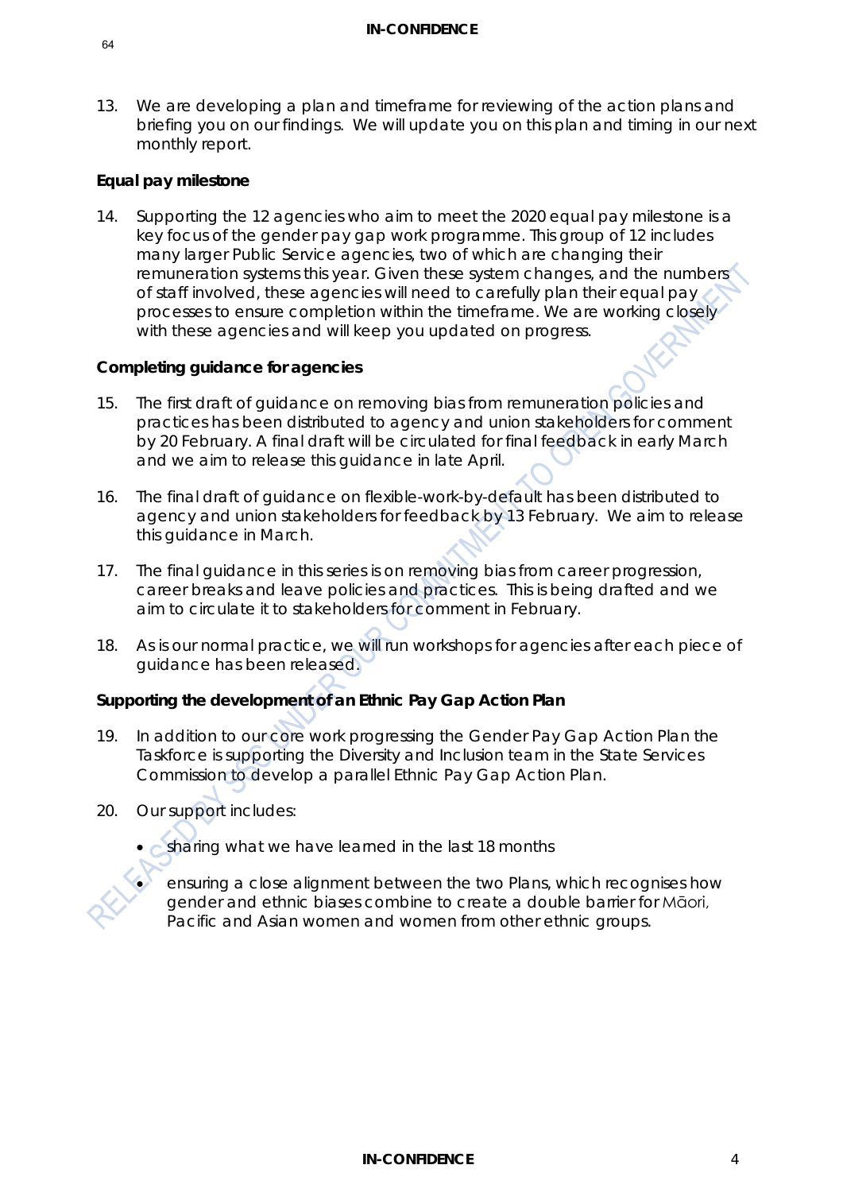13. We are developing a plan and timeframe for reviewing of the action plans and briefing you on our findings. We will update you on this plan and timing in our next monthly report.

**Equal pay milestone**

14. Supporting the 12 agencies who aim to meet the 2020 equal pay milestone is a key focus of the gender pay gap work programme. This group of 12 includes many larger Public Service agencies, two of which are changing their remuneration systems this year. Given these system changes, and the numbers of staff involved, these agencies will need to carefully plan their equal pay processes to ensure completion within the timeframe. We are working closely with these agencies and will keep you updated on progress.

**Completing guidance for agencies**

15. The first draft of guidance on removing bias from remuneration policies and practices has been distributed to agency and union stakeholders for comment by 20 February. A final draft will be circulated for final feedback in early March and we aim to release this guidance in late April.

16. The final draft of guidance on flexible-work-by-default has been distributed to agency and union stakeholders for feedback by 13 February. We aim to release this guidance in March.

17. The final guidance in this series is on removing bias from career progression, career breaks and leave policies and practices. This is being drafted and we aim to circulate it to stakeholders for comment in February.

18. As is our normal practice, we will run workshops for agencies after each piece of guidance has been released.

**Supporting the development of an Ethnic Pay Gap Action Plan**

19. In addition to our core work progressing the Gender Pay Gap Action Plan the Taskforce is supporting the Diversity and Inclusion team in the State Services Commission to develop a parallel Ethnic Pay Gap Action Plan.

20. Our support includes:

- sharing what we have learned in the last 18 months
- ensuring a close alignment between the two Plans, which recognises how gender and ethnic biases combine to create a double barrier for Māori, Pacific and Asian women and women from other ethnic groups.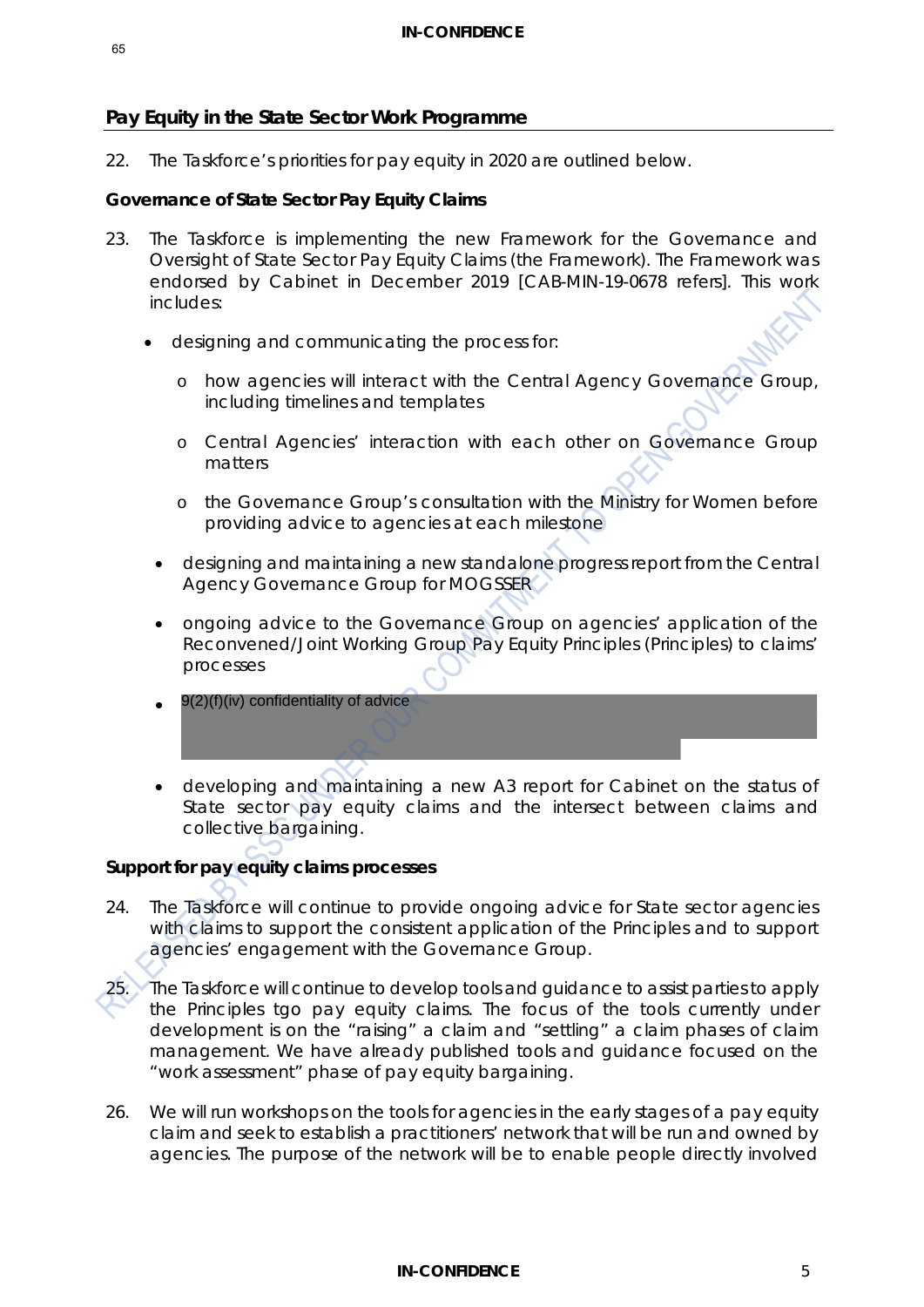## Pay Equity in the State Sector Work Programme

22. The Taskforce's priorities for pay equity in 2020 are outlined below.

**Governance of State Sector Pay Equity Claims**

23. The Taskforce is implementing the new Framework for the Governance and Oversight of State Sector Pay Equity Claims (the Framework). The Framework was endorsed by Cabinet in December 2019 [CAB-MIN-19-0678 refers]. This work includes:

   - designing and communicating the process for:
     - how agencies will interact with the Central Agency Governance Group, including timelines and templates
     - Central Agencies' interaction with each other on Governance Group matters
     - the Governance Group's consultation with the Ministry for Women before providing advice to agencies at each milestone
   - designing and maintaining a new standalone progress report from the Central Agency Governance Group for MOGSSER
   - ongoing advice to the Governance Group on agencies' application of the Reconvened/Joint Working Group Pay Equity Principles (Principles) to claims' processes
   - 9(2)(f)(iv) confidentiality of advice
   - developing and maintaining a new A3 report for Cabinet on the status of State sector pay equity claims and the intersect between claims and collective bargaining.

**Support for pay equity claims processes**

24. The Taskforce will continue to provide ongoing advice for State sector agencies with claims to support the consistent application of the Principles and to support agencies' engagement with the Governance Group.

25. The Taskforce will continue to develop tools and guidance to assist parties to apply the Principles tgo pay equity claims. The focus of the tools currently under development is on the "raising" a claim and "settling" a claim phases of claim management. We have already published tools and guidance focused on the "work assessment" phase of pay equity bargaining.

26. We will run workshops on the tools for agencies in the early stages of a pay equity claim and seek to establish a practitioners' network that will be run and owned by agencies. The purpose of the network will be to enable people directly involved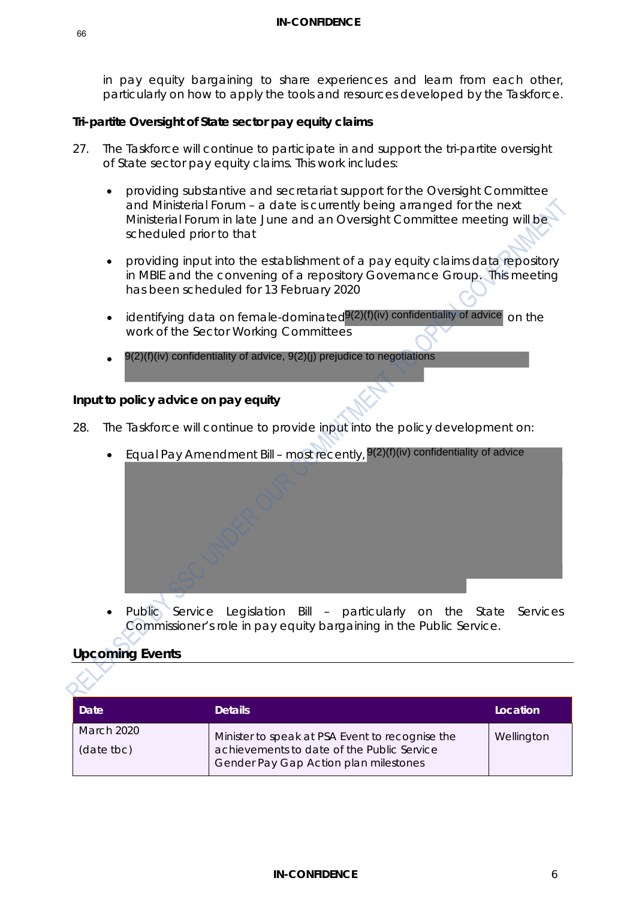in pay equity bargaining to share experiences and learn from each other, particularly on how to apply the tools and resources developed by the Taskforce.

**Tri-partite Oversight of State sector pay equity claims**

27. The Taskforce will continue to participate in and support the tri-partite oversight of State sector pay equity claims. This work includes:

- providing substantive and secretariat support for the Oversight Committee and Ministerial Forum – a date is currently being arranged for the next Ministerial Forum in late June and an Oversight Committee meeting will be scheduled prior to that

- providing input into the establishment of a pay equity claims data repository in MBIE and the convening of a repository Governance Group. This meeting has been scheduled for 13 February 2020

- identifying data on female-dominated 9(2)(f)(iv) confidentiality of advice on the work of the Sector Working Committees

- 9(2)(f)(iv) confidentiality of advice, 9(2)(j) prejudice to negotiations

**Input to policy advice on pay equity**

28. The Taskforce will continue to provide input into the policy development on:

- Equal Pay Amendment Bill – most recently, 9(2)(f)(iv) confidentiality of advice

- Public Service Legislation Bill – particularly on the State Services Commissioner's role in pay equity bargaining in the Public Service.

## Upcoming Events

| Date | Details | Location |
|---|---|---|
| March 2020 (date tbc) | Minister to speak at PSA Event to recognise the achievements to date of the Public Service Gender Pay Gap Action plan milestones | Wellington |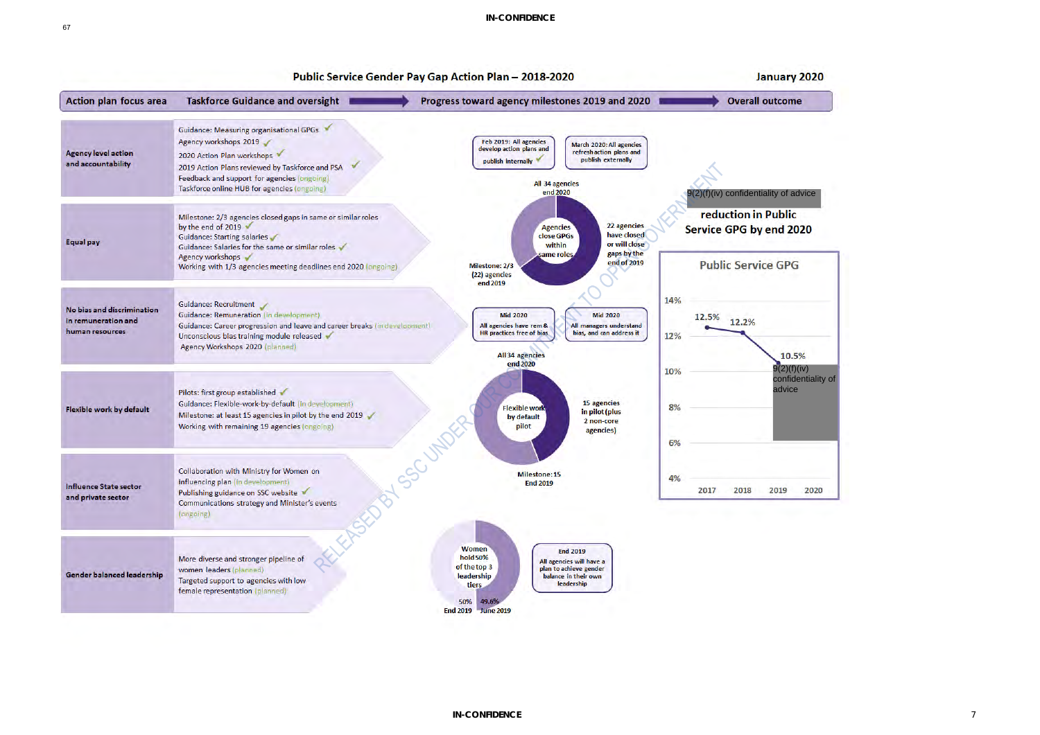# Public Service Gender Pay Gap Action Plan – 2018-2020

January 2020

Action plan focus area | Taskforce Guidance and oversight → Progress toward agency milestones 2019 and 2020 → Overall outcome

## Agency level action and accountability

- Guidance: Measuring organisational GPGs ✓
- Agency workshops 2019 ✓
- 2020 Action Plan workshops ✓
- 2019 Action Plans reviewed by Taskforce and PSA ✓
- Feedback and support for agencies (ongoing)
- Taskforce online HUB for agencies (ongoing)

Feb 2019: All agencies develop action plans and publish internally ✓

March 2020: All agencies refresh action plans and publish externally

## Equal pay

- Milestone: 2/3 agencies closed gaps in same or similar roles by the end of 2019 ✓
- Guidance: Starting salaries ✓
- Guidance: Salaries for the same or similar roles ✓
- Agency workshops ✓
- Working with 1/3 agencies meeting deadlines end 2020 (ongoing)

All 34 agencies end 2020

Agencies close GPGs within same roles

22 agencies have closed or will close gaps by the end of 2019

Milestone: 2/3 (22) agencies end 2019

## No bias and discrimination in remuneration and human resources

- Guidance: Recruitment ✓
- Guidance: Remuneration (in development)
- Guidance: Career progression and leave and career breaks (in development)
- Unconscious bias training module released ✓
- Agency Workshops 2020 (planned)

Mid 2020: All agencies have rem & HR practices free of bias

Mid 2020: All managers understand bias, and can address it

## Flexible work by default

- Pilots: first group established ✓
- Guidance: Flexible-work-by-default (in development)
- Milestone: at least 15 agencies in pilot by the end 2019 ✓
- Working with remaining 19 agencies (ongoing)

All 34 agencies end 2020

Flexible work by default pilot

15 agencies in pilot (plus 2 non-core agencies)

Milestone: 15 End 2019

## Influence State sector and private sector

- Collaboration with Ministry for Women on influencing plan (in development)
- Publishing guidance on SSC website ✓
- Communications strategy and Minister's events (ongoing)

## Gender balanced leadership

- More diverse and stronger pipeline of women leaders (planned)
- Targeted support to agencies with low female representation (planned)

Women hold 50% of the top 3 leadership tiers

50% End 2019

49.6% June 2019

End 2019: All agencies will have a plan to achieve gender balance in their own leadership

## Overall outcome

9(2)(f)(iv) confidentiality of advice reduction in Public Service GPG by end 2020

Public Service GPG

14%
12%
10%
8%
6%
4%

12.5%
12.2%
10.5%
9(2)(f)(iv) confidentiality of advice

2017
2018
2019
2020

RELEASED BY SSC UNDER OUR COMMITMENT TO OPEN GOVERNMENT